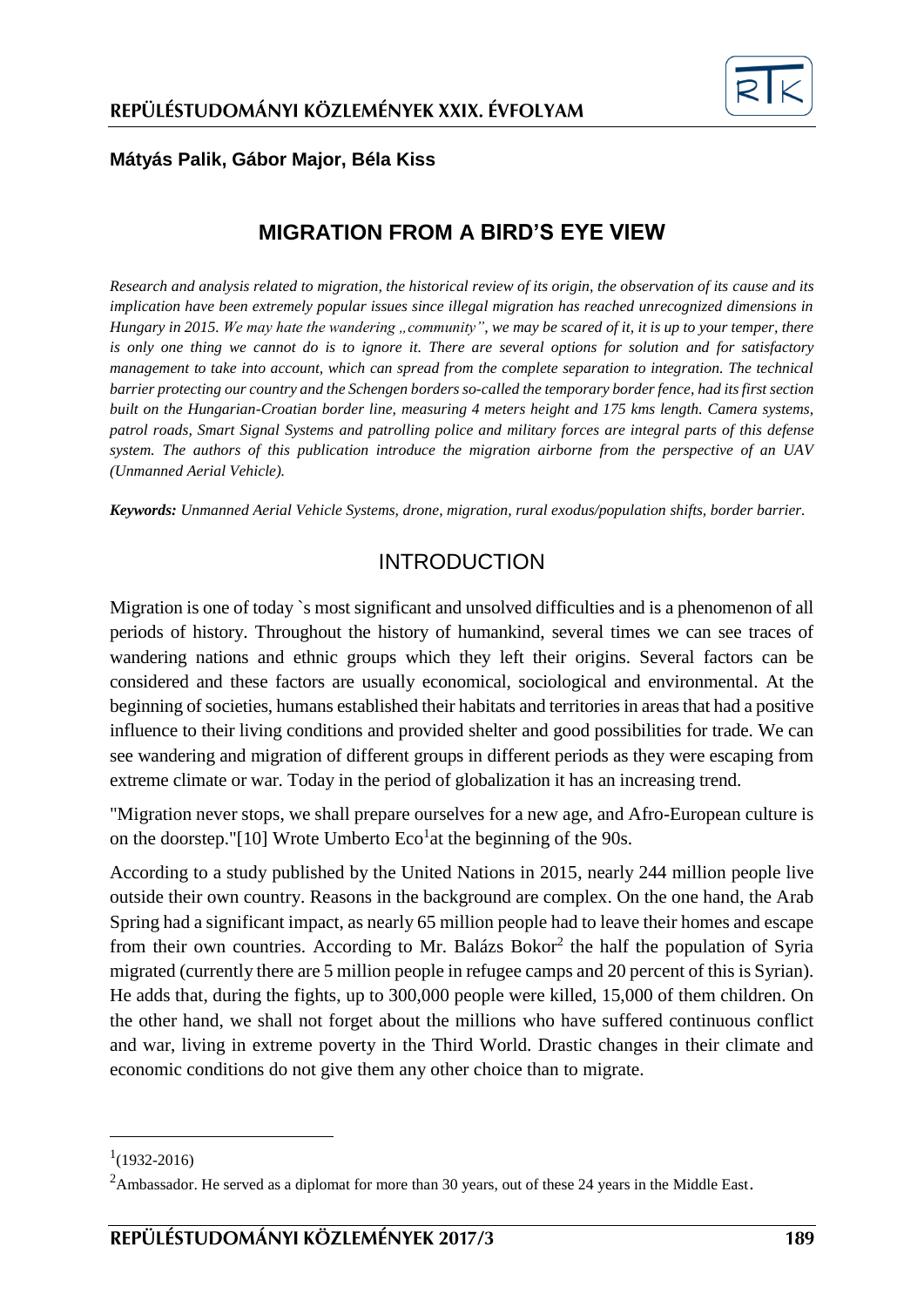**Mátyás Palik, Gábor Major, Béla Kiss**

# MIGRATION FROM A BIRD'S EYE VIEW

*Research and analysis related to migration, the historical review of its origin, the observation of its cause and its implication have been extremely popular issues since illegal migration has reached unrecognized dimensions in Hungary in 2015. We may hate the wandering „community", we may be scared of it, it is up to your temper, there is only one thing we cannot do is to ignore it. There are several options for solution and for satisfactory management to take into account, which can spread from the complete separation to integration. The technical barrier protecting our country and the Schengen borders so-called the temporary border fence, had its first section built on the Hungarian-Croatian border line, measuring 4 meters height and 175 kms length. Camera systems, patrol roads, Smart Signal Systems and patrolling police and military forces are integral parts of this defense system. The authors of this publication introduce the migration airborne from the perspective of an UAV (Unmanned Aerial Vehicle).*

***Keywords:*** *Unmanned Aerial Vehicle Systems, drone, migration, rural exodus/population shifts, border barrier.*

## INTRODUCTION

Migration is one of today `s most significant and unsolved difficulties and is a phenomenon of all periods of history. Throughout the history of humankind, several times we can see traces of wandering nations and ethnic groups which they left their origins. Several factors can be considered and these factors are usually economical, sociological and environmental. At the beginning of societies, humans established their habitats and territories in areas that had a positive influence to their living conditions and provided shelter and good possibilities for trade. We can see wandering and migration of different groups in different periods as they were escaping from extreme climate or war. Today in the period of globalization it has an increasing trend.

"Migration never stops, we shall prepare ourselves for a new age, and Afro-European culture is on the doorstep."[10] Wrote Umberto Eco[1]at the beginning of the 90s.

According to a study published by the United Nations in 2015, nearly 244 million people live outside their own country. Reasons in the background are complex. On the one hand, the Arab Spring had a significant impact, as nearly 65 million people had to leave their homes and escape from their own countries. According to Mr. Balázs Bokor[2] the half the population of Syria migrated (currently there are 5 million people in refugee camps and 20 percent of this is Syrian). He adds that, during the fights, up to 300,000 people were killed, 15,000 of them children. On the other hand, we shall not forget about the millions who have suffered continuous conflict and war, living in extreme poverty in the Third World. Drastic changes in their climate and economic conditions do not give them any other choice than to migrate.

---

[1](1932-2016)

[2]Ambassador. He served as a diplomat for more than 30 years, out of these 24 years in the Middle East.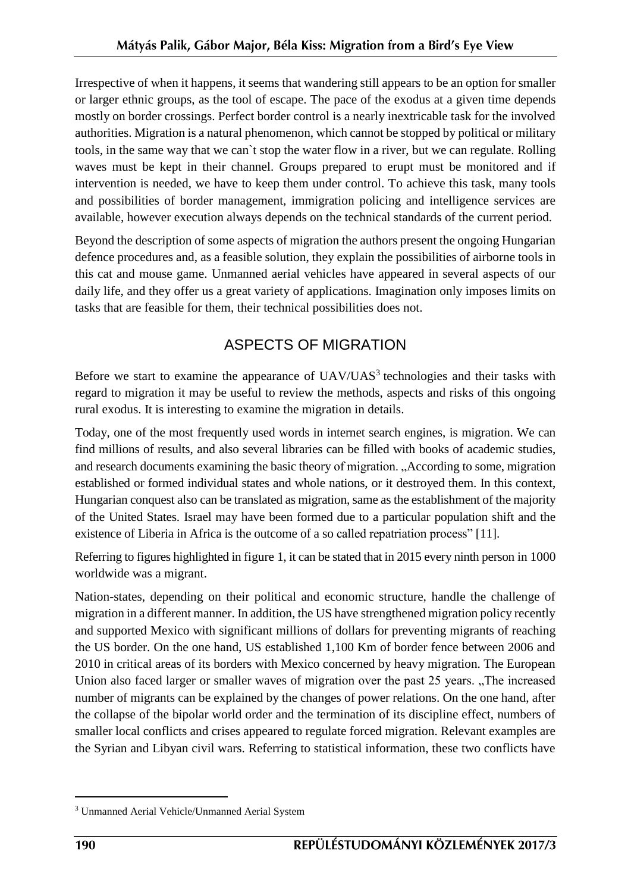Irrespective of when it happens, it seems that wandering still appears to be an option for smaller or larger ethnic groups, as the tool of escape. The pace of the exodus at a given time depends mostly on border crossings. Perfect border control is a nearly inextricable task for the involved authorities. Migration is a natural phenomenon, which cannot be stopped by political or military tools, in the same way that we can`t stop the water flow in a river, but we can regulate. Rolling waves must be kept in their channel. Groups prepared to erupt must be monitored and if intervention is needed, we have to keep them under control. To achieve this task, many tools and possibilities of border management, immigration policing and intelligence services are available, however execution always depends on the technical standards of the current period.

Beyond the description of some aspects of migration the authors present the ongoing Hungarian defence procedures and, as a feasible solution, they explain the possibilities of airborne tools in this cat and mouse game. Unmanned aerial vehicles have appeared in several aspects of our daily life, and they offer us a great variety of applications. Imagination only imposes limits on tasks that are feasible for them, their technical possibilities does not.

## ASPECTS OF MIGRATION

Before we start to examine the appearance of UAV/UAS[3] technologies and their tasks with regard to migration it may be useful to review the methods, aspects and risks of this ongoing rural exodus. It is interesting to examine the migration in details.

Today, one of the most frequently used words in internet search engines, is migration. We can find millions of results, and also several libraries can be filled with books of academic studies, and research documents examining the basic theory of migration. „According to some, migration established or formed individual states and whole nations, or it destroyed them. In this context, Hungarian conquest also can be translated as migration, same as the establishment of the majority of the United States. Israel may have been formed due to a particular population shift and the existence of Liberia in Africa is the outcome of a so called repatriation process" [11].

Referring to figures highlighted in figure 1, it can be stated that in 2015 every ninth person in 1000 worldwide was a migrant.

Nation-states, depending on their political and economic structure, handle the challenge of migration in a different manner. In addition, the US have strengthened migration policy recently and supported Mexico with significant millions of dollars for preventing migrants of reaching the US border. On the one hand, US established 1,100 Km of border fence between 2006 and 2010 in critical areas of its borders with Mexico concerned by heavy migration. The European Union also faced larger or smaller waves of migration over the past 25 years. „The increased number of migrants can be explained by the changes of power relations. On the one hand, after the collapse of the bipolar world order and the termination of its discipline effect, numbers of smaller local conflicts and crises appeared to regulate forced migration. Relevant examples are the Syrian and Libyan civil wars. Referring to statistical information, these two conflicts have

[3] Unmanned Aerial Vehicle/Unmanned Aerial System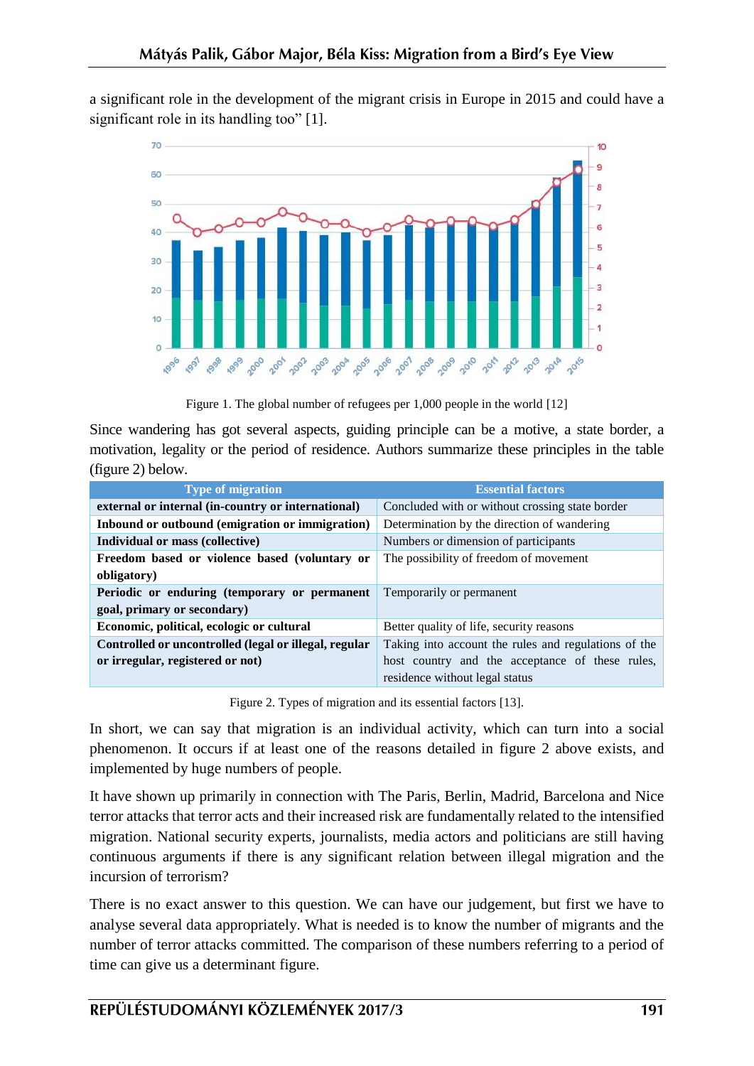a significant role in the development of the migrant crisis in Europe in 2015 and could have a significant role in its handling too" [1].

Figure 1. The global number of refugees per 1,000 people in the world [12]

Since wandering has got several aspects, guiding principle can be a motive, a state border, a motivation, legality or the period of residence. Authors summarize these principles in the table (figure 2) below.

| Type of migration | Essential factors |
|---|---|
| **external or internal (in-country or international)** | Concluded with or without crossing state border |
| **Inbound or outbound (emigration or immigration)** | Determination by the direction of wandering |
| **Individual or mass (collective)** | Numbers or dimension of participants |
| **Freedom based or violence based (voluntary or obligatory)** | The possibility of freedom of movement |
| **Periodic or enduring (temporary or permanent goal, primary or secondary)** | Temporarily or permanent |
| **Economic, political, ecologic or cultural** | Better quality of life, security reasons |
| **Controlled or uncontrolled (legal or illegal, regular or irregular, registered or not)** | Taking into account the rules and regulations of the host country and the acceptance of these rules, residence without legal status |

Figure 2. Types of migration and its essential factors [13].

In short, we can say that migration is an individual activity, which can turn into a social phenomenon. It occurs if at least one of the reasons detailed in figure 2 above exists, and implemented by huge numbers of people.

It have shown up primarily in connection with The Paris, Berlin, Madrid, Barcelona and Nice terror attacks that terror acts and their increased risk are fundamentally related to the intensified migration. National security experts, journalists, media actors and politicians are still having continuous arguments if there is any significant relation between illegal migration and the incursion of terrorism?

There is no exact answer to this question. We can have our judgement, but first we have to analyse several data appropriately. What is needed is to know the number of migrants and the number of terror attacks committed. The comparison of these numbers referring to a period of time can give us a determinant figure.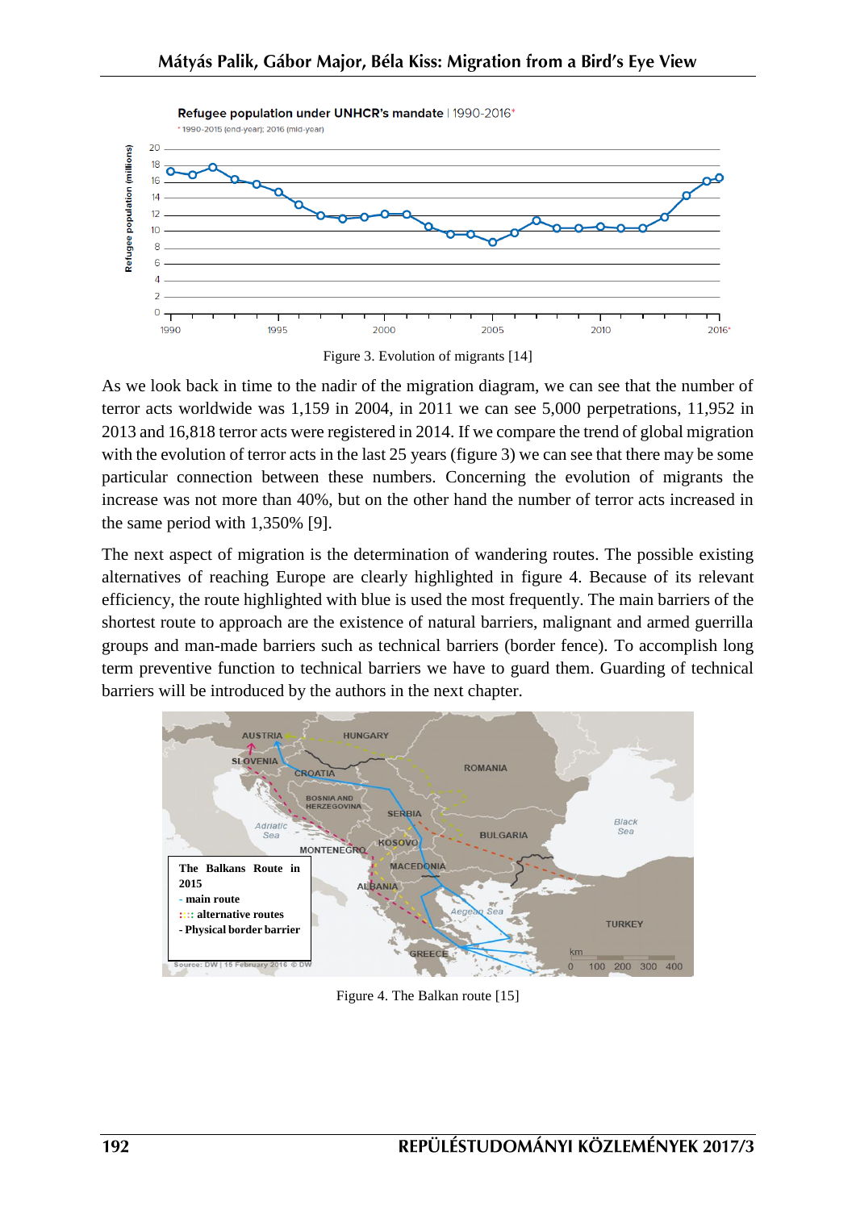Figure 3. Evolution of migrants [14]

As we look back in time to the nadir of the migration diagram, we can see that the number of terror acts worldwide was 1,159 in 2004, in 2011 we can see 5,000 perpetrations, 11,952 in 2013 and 16,818 terror acts were registered in 2014. If we compare the trend of global migration with the evolution of terror acts in the last 25 years (figure 3) we can see that there may be some particular connection between these numbers. Concerning the evolution of migrants the increase was not more than 40%, but on the other hand the number of terror acts increased in the same period with 1,350% [9].

The next aspect of migration is the determination of wandering routes. The possible existing alternatives of reaching Europe are clearly highlighted in figure 4. Because of its relevant efficiency, the route highlighted with blue is used the most frequently. The main barriers of the shortest route to approach are the existence of natural barriers, malignant and armed guerrilla groups and man-made barriers such as technical barriers (border fence). To accomplish long term preventive function to technical barriers we have to guard them. Guarding of technical barriers will be introduced by the authors in the next chapter.

Figure 4. The Balkan route [15]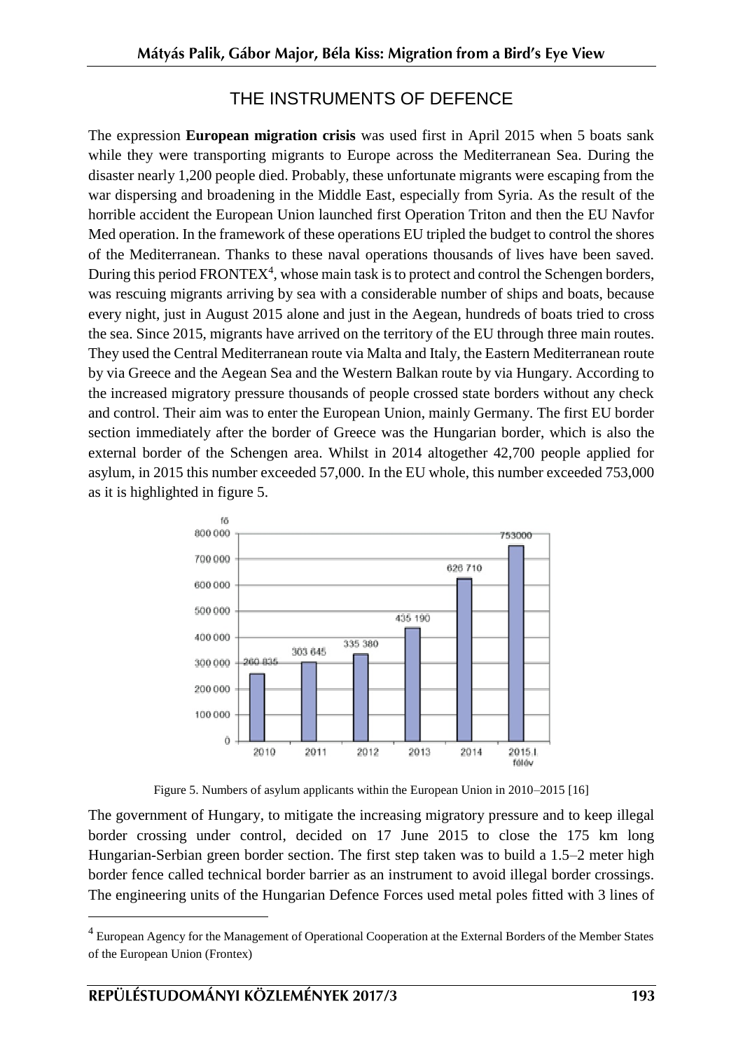## THE INSTRUMENTS OF DEFENCE

The expression **European migration crisis** was used first in April 2015 when 5 boats sank while they were transporting migrants to Europe across the Mediterranean Sea. During the disaster nearly 1,200 people died. Probably, these unfortunate migrants were escaping from the war dispersing and broadening in the Middle East, especially from Syria. As the result of the horrible accident the European Union launched first Operation Triton and then the EU Navfor Med operation. In the framework of these operations EU tripled the budget to control the shores of the Mediterranean. Thanks to these naval operations thousands of lives have been saved. During this period FRONTEX[4], whose main task is to protect and control the Schengen borders, was rescuing migrants arriving by sea with a considerable number of ships and boats, because every night, just in August 2015 alone and just in the Aegean, hundreds of boats tried to cross the sea. Since 2015, migrants have arrived on the territory of the EU through three main routes. They used the Central Mediterranean route via Malta and Italy, the Eastern Mediterranean route by via Greece and the Aegean Sea and the Western Balkan route by via Hungary. According to the increased migratory pressure thousands of people crossed state borders without any check and control. Their aim was to enter the European Union, mainly Germany. The first EU border section immediately after the border of Greece was the Hungarian border, which is also the external border of the Schengen area. Whilst in 2014 altogether 42,700 people applied for asylum, in 2015 this number exceeded 57,000. In the EU whole, this number exceeded 753,000 as it is highlighted in figure 5.

| | 2010 | 2011 | 2012 | 2013 | 2014 | 2015 I. félév |
|---|---|---|---|---|---|---|
| fő | 260 835 | 303 645 | 335 380 | 435 190 | 626 710 | 753000 |

Figure 5. Numbers of asylum applicants within the European Union in 2010–2015 [16]

The government of Hungary, to mitigate the increasing migratory pressure and to keep illegal border crossing under control, decided on 17 June 2015 to close the 175 km long Hungarian-Serbian green border section. The first step taken was to build a 1.5–2 meter high border fence called technical border barrier as an instrument to avoid illegal border crossings. The engineering units of the Hungarian Defence Forces used metal poles fitted with 3 lines of

[4] European Agency for the Management of Operational Cooperation at the External Borders of the Member States of the European Union (Frontex)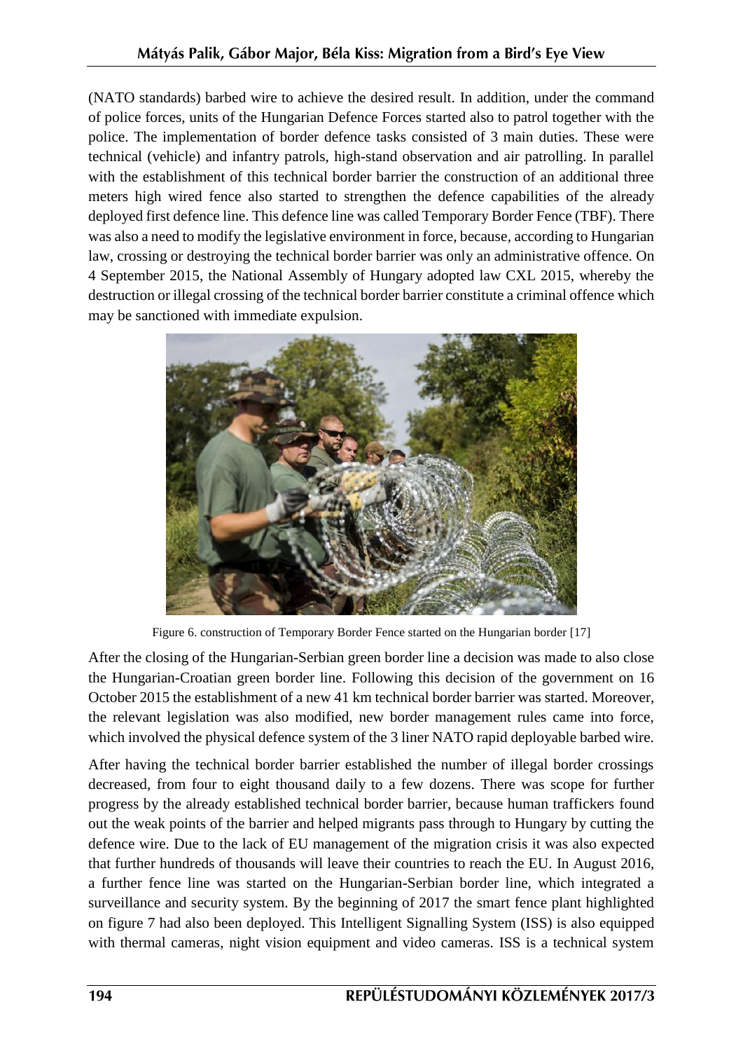(NATO standards) barbed wire to achieve the desired result. In addition, under the command of police forces, units of the Hungarian Defence Forces started also to patrol together with the police. The implementation of border defence tasks consisted of 3 main duties. These were technical (vehicle) and infantry patrols, high-stand observation and air patrolling. In parallel with the establishment of this technical border barrier the construction of an additional three meters high wired fence also started to strengthen the defence capabilities of the already deployed first defence line. This defence line was called Temporary Border Fence (TBF). There was also a need to modify the legislative environment in force, because, according to Hungarian law, crossing or destroying the technical border barrier was only an administrative offence. On 4 September 2015, the National Assembly of Hungary adopted law CXL 2015, whereby the destruction or illegal crossing of the technical border barrier constitute a criminal offence which may be sanctioned with immediate expulsion.

Figure 6. construction of Temporary Border Fence started on the Hungarian border [17]

After the closing of the Hungarian-Serbian green border line a decision was made to also close the Hungarian-Croatian green border line. Following this decision of the government on 16 October 2015 the establishment of a new 41 km technical border barrier was started. Moreover, the relevant legislation was also modified, new border management rules came into force, which involved the physical defence system of the 3 liner NATO rapid deployable barbed wire.

After having the technical border barrier established the number of illegal border crossings decreased, from four to eight thousand daily to a few dozens. There was scope for further progress by the already established technical border barrier, because human traffickers found out the weak points of the barrier and helped migrants pass through to Hungary by cutting the defence wire. Due to the lack of EU management of the migration crisis it was also expected that further hundreds of thousands will leave their countries to reach the EU. In August 2016, a further fence line was started on the Hungarian-Serbian border line, which integrated a surveillance and security system. By the beginning of 2017 the smart fence plant highlighted on figure 7 had also been deployed. This Intelligent Signalling System (ISS) is also equipped with thermal cameras, night vision equipment and video cameras. ISS is a technical system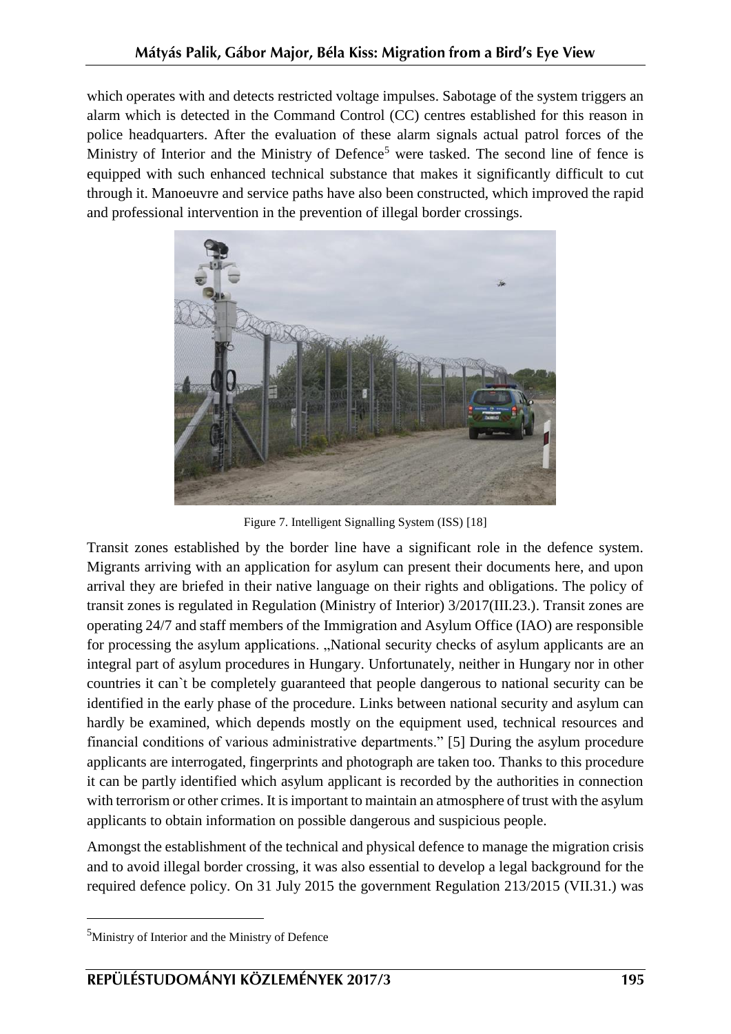which operates with and detects restricted voltage impulses. Sabotage of the system triggers an alarm which is detected in the Command Control (CC) centres established for this reason in police headquarters. After the evaluation of these alarm signals actual patrol forces of the Ministry of Interior and the Ministry of Defence[5] were tasked. The second line of fence is equipped with such enhanced technical substance that makes it significantly difficult to cut through it. Manoeuvre and service paths have also been constructed, which improved the rapid and professional intervention in the prevention of illegal border crossings.

Figure 7. Intelligent Signalling System (ISS) [18]

Transit zones established by the border line have a significant role in the defence system. Migrants arriving with an application for asylum can present their documents here, and upon arrival they are briefed in their native language on their rights and obligations. The policy of transit zones is regulated in Regulation (Ministry of Interior) 3/2017(III.23.). Transit zones are operating 24/7 and staff members of the Immigration and Asylum Office (IAO) are responsible for processing the asylum applications. „National security checks of asylum applicants are an integral part of asylum procedures in Hungary. Unfortunately, neither in Hungary nor in other countries it can`t be completely guaranteed that people dangerous to national security can be identified in the early phase of the procedure. Links between national security and asylum can hardly be examined, which depends mostly on the equipment used, technical resources and financial conditions of various administrative departments." [5] During the asylum procedure applicants are interrogated, fingerprints and photograph are taken too. Thanks to this procedure it can be partly identified which asylum applicant is recorded by the authorities in connection with terrorism or other crimes. It is important to maintain an atmosphere of trust with the asylum applicants to obtain information on possible dangerous and suspicious people.

Amongst the establishment of the technical and physical defence to manage the migration crisis and to avoid illegal border crossing, it was also essential to develop a legal background for the required defence policy. On 31 July 2015 the government Regulation 213/2015 (VII.31.) was

[5] Ministry of Interior and the Ministry of Defence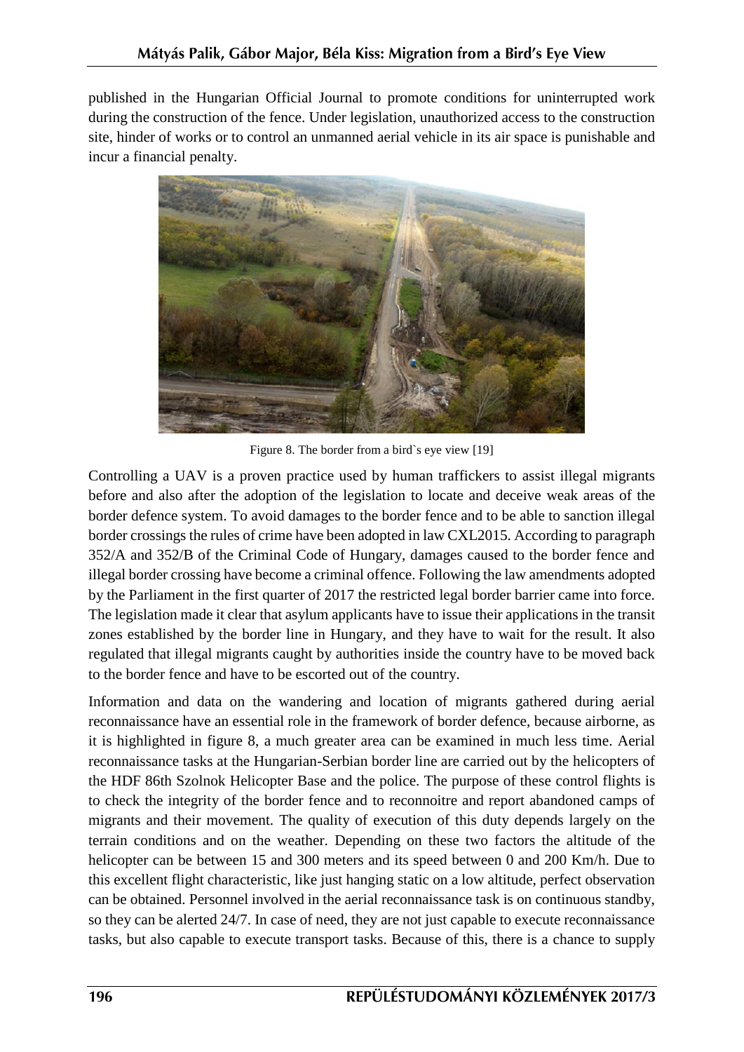published in the Hungarian Official Journal to promote conditions for uninterrupted work during the construction of the fence. Under legislation, unauthorized access to the construction site, hinder of works or to control an unmanned aerial vehicle in its air space is punishable and incur a financial penalty.

Figure 8. The border from a bird`s eye view [19]

Controlling a UAV is a proven practice used by human traffickers to assist illegal migrants before and also after the adoption of the legislation to locate and deceive weak areas of the border defence system. To avoid damages to the border fence and to be able to sanction illegal border crossings the rules of crime have been adopted in law CXL2015. According to paragraph 352/A and 352/B of the Criminal Code of Hungary, damages caused to the border fence and illegal border crossing have become a criminal offence. Following the law amendments adopted by the Parliament in the first quarter of 2017 the restricted legal border barrier came into force. The legislation made it clear that asylum applicants have to issue their applications in the transit zones established by the border line in Hungary, and they have to wait for the result. It also regulated that illegal migrants caught by authorities inside the country have to be moved back to the border fence and have to be escorted out of the country.

Information and data on the wandering and location of migrants gathered during aerial reconnaissance have an essential role in the framework of border defence, because airborne, as it is highlighted in figure 8, a much greater area can be examined in much less time. Aerial reconnaissance tasks at the Hungarian-Serbian border line are carried out by the helicopters of the HDF 86th Szolnok Helicopter Base and the police. The purpose of these control flights is to check the integrity of the border fence and to reconnoitre and report abandoned camps of migrants and their movement. The quality of execution of this duty depends largely on the terrain conditions and on the weather. Depending on these two factors the altitude of the helicopter can be between 15 and 300 meters and its speed between 0 and 200 Km/h. Due to this excellent flight characteristic, like just hanging static on a low altitude, perfect observation can be obtained. Personnel involved in the aerial reconnaissance task is on continuous standby, so they can be alerted 24/7. In case of need, they are not just capable to execute reconnaissance tasks, but also capable to execute transport tasks. Because of this, there is a chance to supply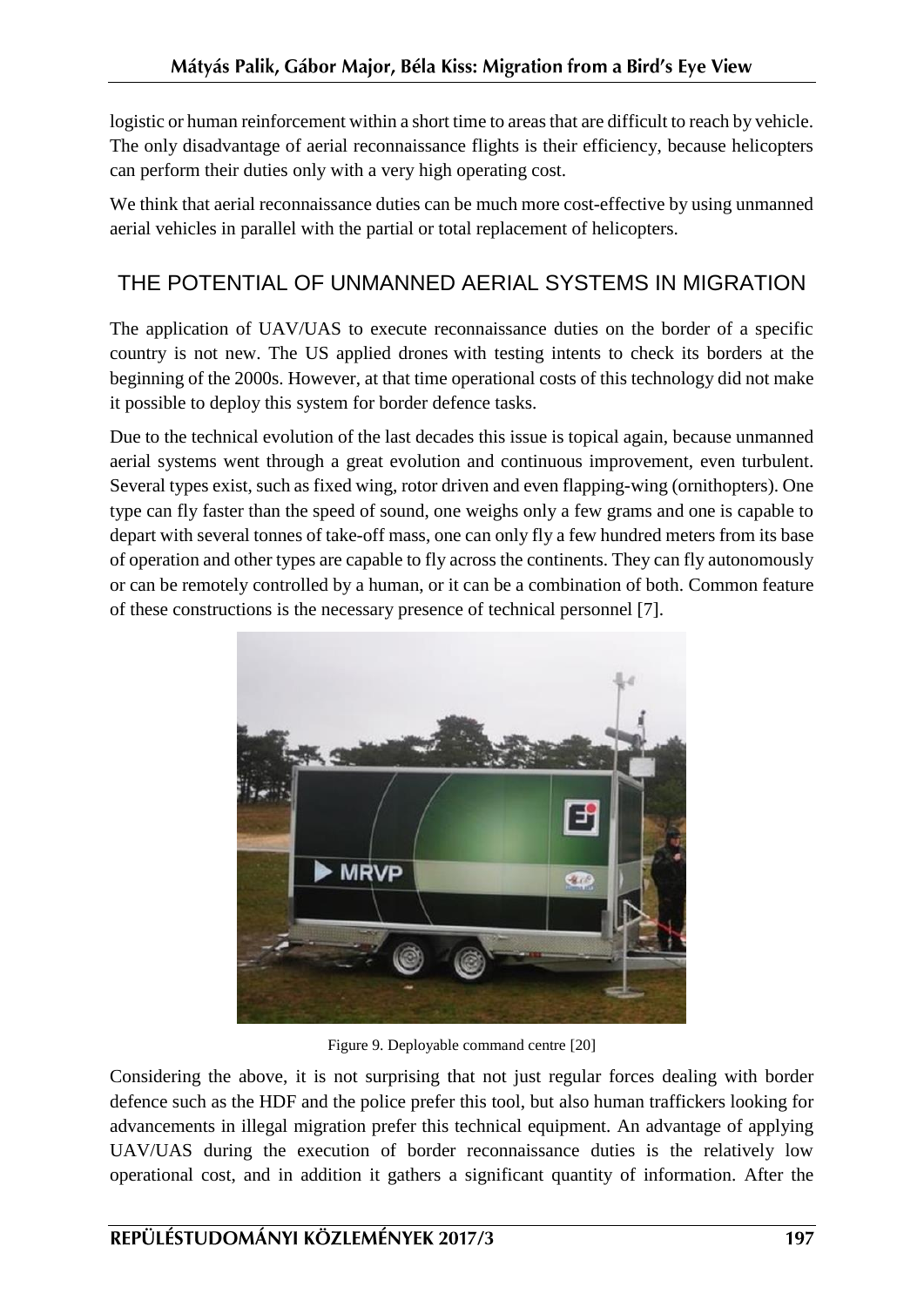logistic or human reinforcement within a short time to areas that are difficult to reach by vehicle. The only disadvantage of aerial reconnaissance flights is their efficiency, because helicopters can perform their duties only with a very high operating cost.

We think that aerial reconnaissance duties can be much more cost-effective by using unmanned aerial vehicles in parallel with the partial or total replacement of helicopters.

## THE POTENTIAL OF UNMANNED AERIAL SYSTEMS IN MIGRATION

The application of UAV/UAS to execute reconnaissance duties on the border of a specific country is not new. The US applied drones with testing intents to check its borders at the beginning of the 2000s. However, at that time operational costs of this technology did not make it possible to deploy this system for border defence tasks.

Due to the technical evolution of the last decades this issue is topical again, because unmanned aerial systems went through a great evolution and continuous improvement, even turbulent. Several types exist, such as fixed wing, rotor driven and even flapping-wing (ornithopters). One type can fly faster than the speed of sound, one weighs only a few grams and one is capable to depart with several tonnes of take-off mass, one can only fly a few hundred meters from its base of operation and other types are capable to fly across the continents. They can fly autonomously or can be remotely controlled by a human, or it can be a combination of both. Common feature of these constructions is the necessary presence of technical personnel [7].

Figure 9. Deployable command centre [20]

Considering the above, it is not surprising that not just regular forces dealing with border defence such as the HDF and the police prefer this tool, but also human traffickers looking for advancements in illegal migration prefer this technical equipment. An advantage of applying UAV/UAS during the execution of border reconnaissance duties is the relatively low operational cost, and in addition it gathers a significant quantity of information. After the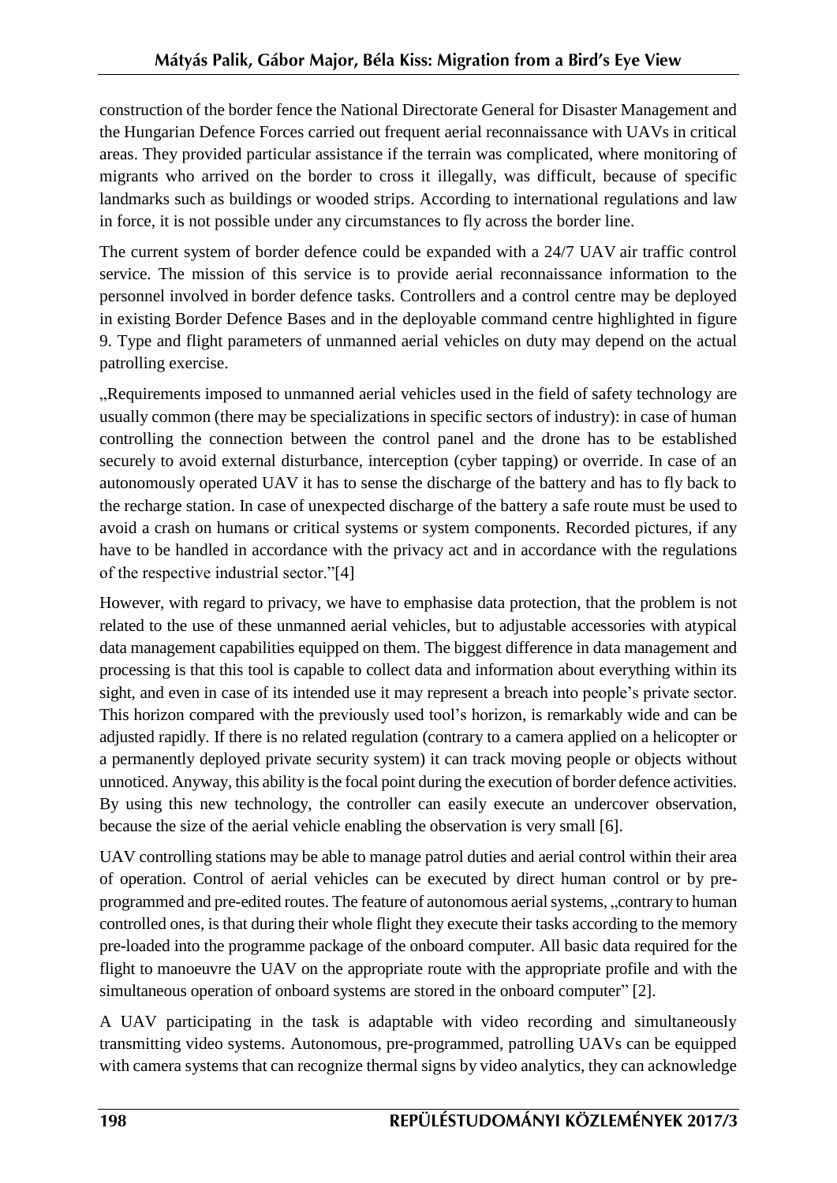construction of the border fence the National Directorate General for Disaster Management and the Hungarian Defence Forces carried out frequent aerial reconnaissance with UAVs in critical areas. They provided particular assistance if the terrain was complicated, where monitoring of migrants who arrived on the border to cross it illegally, was difficult, because of specific landmarks such as buildings or wooded strips. According to international regulations and law in force, it is not possible under any circumstances to fly across the border line.

The current system of border defence could be expanded with a 24/7 UAV air traffic control service. The mission of this service is to provide aerial reconnaissance information to the personnel involved in border defence tasks. Controllers and a control centre may be deployed in existing Border Defence Bases and in the deployable command centre highlighted in figure 9. Type and flight parameters of unmanned aerial vehicles on duty may depend on the actual patrolling exercise.

„Requirements imposed to unmanned aerial vehicles used in the field of safety technology are usually common (there may be specializations in specific sectors of industry): in case of human controlling the connection between the control panel and the drone has to be established securely to avoid external disturbance, interception (cyber tapping) or override. In case of an autonomously operated UAV it has to sense the discharge of the battery and has to fly back to the recharge station. In case of unexpected discharge of the battery a safe route must be used to avoid a crash on humans or critical systems or system components. Recorded pictures, if any have to be handled in accordance with the privacy act and in accordance with the regulations of the respective industrial sector."[4]

However, with regard to privacy, we have to emphasise data protection, that the problem is not related to the use of these unmanned aerial vehicles, but to adjustable accessories with atypical data management capabilities equipped on them. The biggest difference in data management and processing is that this tool is capable to collect data and information about everything within its sight, and even in case of its intended use it may represent a breach into people's private sector. This horizon compared with the previously used tool's horizon, is remarkably wide and can be adjusted rapidly. If there is no related regulation (contrary to a camera applied on a helicopter or a permanently deployed private security system) it can track moving people or objects without unnoticed. Anyway, this ability is the focal point during the execution of border defence activities. By using this new technology, the controller can easily execute an undercover observation, because the size of the aerial vehicle enabling the observation is very small [6].

UAV controlling stations may be able to manage patrol duties and aerial control within their area of operation. Control of aerial vehicles can be executed by direct human control or by pre-programmed and pre-edited routes. The feature of autonomous aerial systems, „contrary to human controlled ones, is that during their whole flight they execute their tasks according to the memory pre-loaded into the programme package of the onboard computer. All basic data required for the flight to manoeuvre the UAV on the appropriate route with the appropriate profile and with the simultaneous operation of onboard systems are stored in the onboard computer" [2].

A UAV participating in the task is adaptable with video recording and simultaneously transmitting video systems. Autonomous, pre-programmed, patrolling UAVs can be equipped with camera systems that can recognize thermal signs by video analytics, they can acknowledge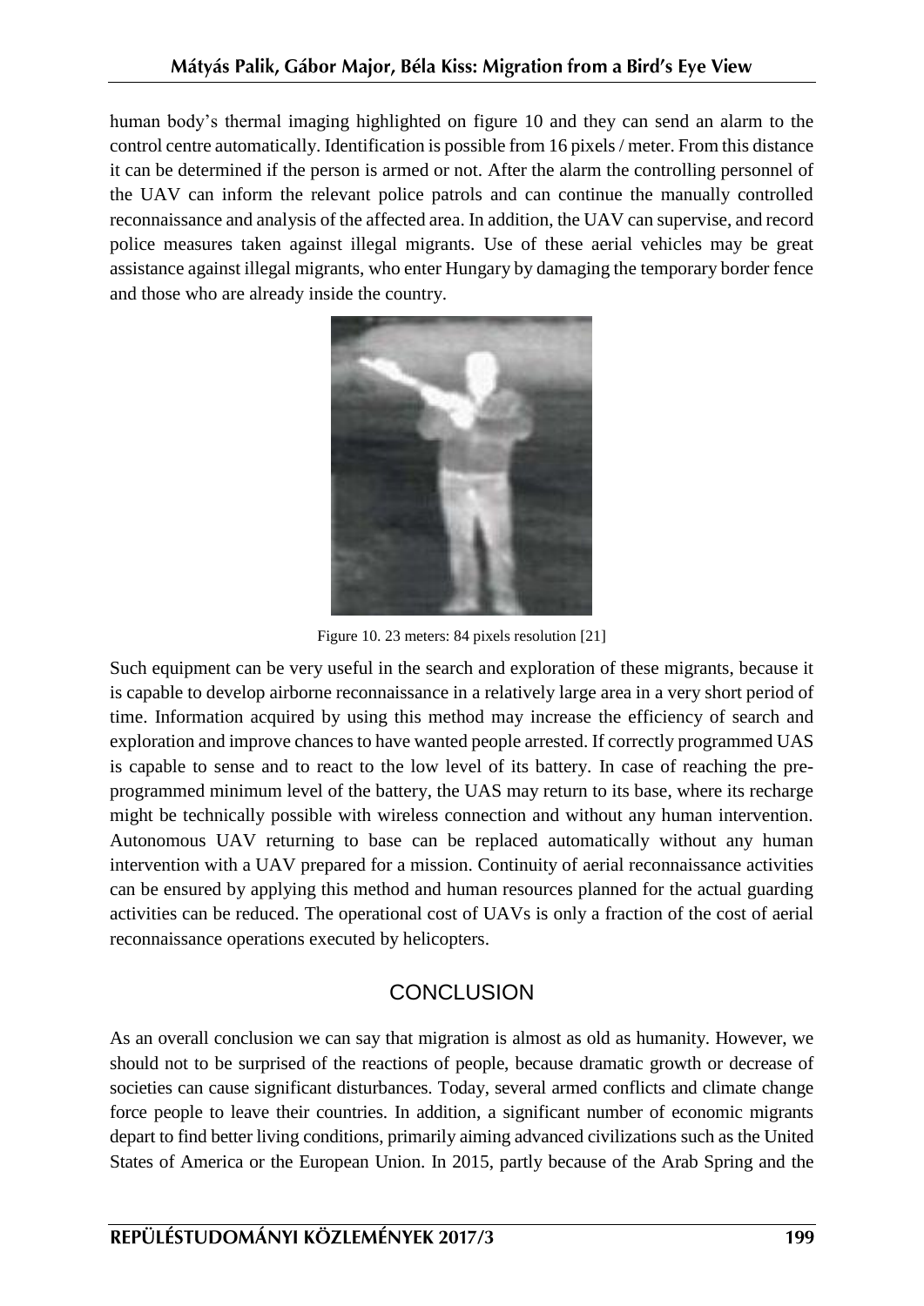human body's thermal imaging highlighted on figure 10 and they can send an alarm to the control centre automatically. Identification is possible from 16 pixels / meter. From this distance it can be determined if the person is armed or not. After the alarm the controlling personnel of the UAV can inform the relevant police patrols and can continue the manually controlled reconnaissance and analysis of the affected area. In addition, the UAV can supervise, and record police measures taken against illegal migrants. Use of these aerial vehicles may be great assistance against illegal migrants, who enter Hungary by damaging the temporary border fence and those who are already inside the country.

Figure 10. 23 meters: 84 pixels resolution [21]

Such equipment can be very useful in the search and exploration of these migrants, because it is capable to develop airborne reconnaissance in a relatively large area in a very short period of time. Information acquired by using this method may increase the efficiency of search and exploration and improve chances to have wanted people arrested. If correctly programmed UAS is capable to sense and to react to the low level of its battery. In case of reaching the pre-programmed minimum level of the battery, the UAS may return to its base, where its recharge might be technically possible with wireless connection and without any human intervention. Autonomous UAV returning to base can be replaced automatically without any human intervention with a UAV prepared for a mission. Continuity of aerial reconnaissance activities can be ensured by applying this method and human resources planned for the actual guarding activities can be reduced. The operational cost of UAVs is only a fraction of the cost of aerial reconnaissance operations executed by helicopters.

## CONCLUSION

As an overall conclusion we can say that migration is almost as old as humanity. However, we should not to be surprised of the reactions of people, because dramatic growth or decrease of societies can cause significant disturbances. Today, several armed conflicts and climate change force people to leave their countries. In addition, a significant number of economic migrants depart to find better living conditions, primarily aiming advanced civilizations such as the United States of America or the European Union. In 2015, partly because of the Arab Spring and the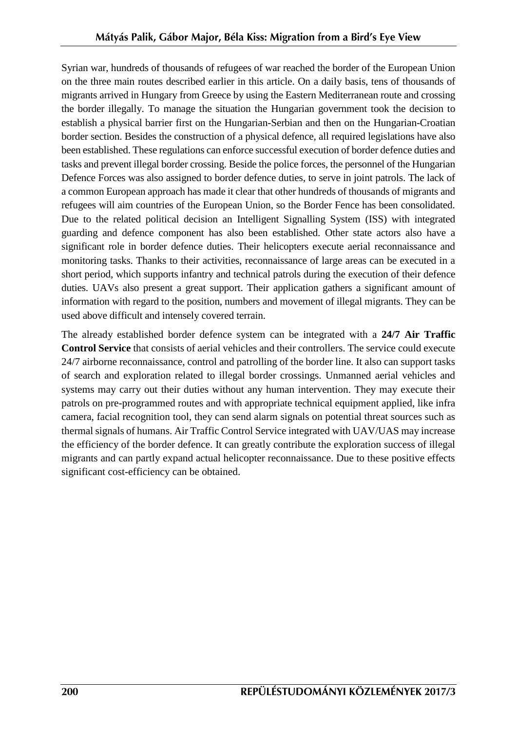Syrian war, hundreds of thousands of refugees of war reached the border of the European Union on the three main routes described earlier in this article. On a daily basis, tens of thousands of migrants arrived in Hungary from Greece by using the Eastern Mediterranean route and crossing the border illegally. To manage the situation the Hungarian government took the decision to establish a physical barrier first on the Hungarian-Serbian and then on the Hungarian-Croatian border section. Besides the construction of a physical defence, all required legislations have also been established. These regulations can enforce successful execution of border defence duties and tasks and prevent illegal border crossing. Beside the police forces, the personnel of the Hungarian Defence Forces was also assigned to border defence duties, to serve in joint patrols. The lack of a common European approach has made it clear that other hundreds of thousands of migrants and refugees will aim countries of the European Union, so the Border Fence has been consolidated. Due to the related political decision an Intelligent Signalling System (ISS) with integrated guarding and defence component has also been established. Other state actors also have a significant role in border defence duties. Their helicopters execute aerial reconnaissance and monitoring tasks. Thanks to their activities, reconnaissance of large areas can be executed in a short period, which supports infantry and technical patrols during the execution of their defence duties. UAVs also present a great support. Their application gathers a significant amount of information with regard to the position, numbers and movement of illegal migrants. They can be used above difficult and intensely covered terrain.

The already established border defence system can be integrated with a **24/7 Air Traffic Control Service** that consists of aerial vehicles and their controllers. The service could execute 24/7 airborne reconnaissance, control and patrolling of the border line. It also can support tasks of search and exploration related to illegal border crossings. Unmanned aerial vehicles and systems may carry out their duties without any human intervention. They may execute their patrols on pre-programmed routes and with appropriate technical equipment applied, like infra camera, facial recognition tool, they can send alarm signals on potential threat sources such as thermal signals of humans. Air Traffic Control Service integrated with UAV/UAS may increase the efficiency of the border defence. It can greatly contribute the exploration success of illegal migrants and can partly expand actual helicopter reconnaissance. Due to these positive effects significant cost-efficiency can be obtained.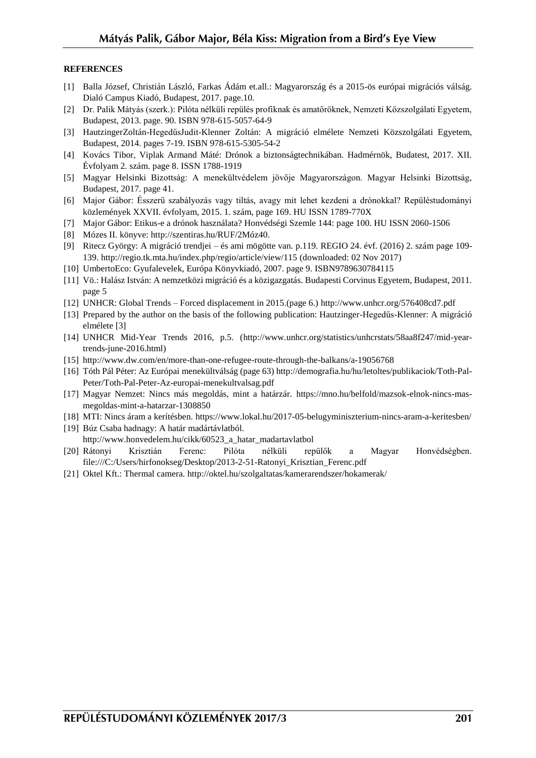**REFERENCES**

[1] Balla József, Christián László, Farkas Ádám et.all.: Magyarország és a 2015-ös európai migrációs válság. Dialó Campus Kiadó, Budapest, 2017. page.10.

[2] Dr. Palik Mátyás (szerk.): Pilóta nélküli repülés profiknak és amatőröknek, Nemzeti Közszolgálati Egyetem, Budapest, 2013. page. 90. ISBN 978-615-5057-64-9

[3] HautzingerZoltán-HegedűsJudit-Klenner Zoltán: A migráció elmélete Nemzeti Közszolgálati Egyetem, Budapest, 2014. pages 7-19. ISBN 978-615-5305-54-2

[4] Kovács Tibor, Viplak Armand Máté: Drónok a biztonságtechnikában. Hadmérnök, Budatest, 2017. XII. Évfolyam 2. szám. page 8. ISSN 1788-1919

[5] Magyar Helsinki Bizottság: A menekültvédelem jövője Magyarországon. Magyar Helsinki Bizottság, Budapest, 2017. page 41.

[6] Major Gábor: Ésszerű szabályozás vagy tiltás, avagy mit lehet kezdeni a drónokkal? Repüléstudományi közlemények XXVII. évfolyam, 2015. 1. szám, page 169. HU ISSN 1789-770X

[7] Major Gábor: Etikus-e a drónok használata? Honvédségi Szemle 144: page 100. HU ISSN 2060-1506

[8] Mózes II. könyve: http://szentiras.hu/RUF/2Móz40.

[9] Ritecz György: A migráció trendjei – és ami mögötte van. p.119. REGIO 24. évf. (2016) 2. szám page 109-139. http://regio.tk.mta.hu/index.php/regio/article/view/115 (downloaded: 02 Nov 2017)

[10] UmbertoEco: Gyufalevelek, Európa Könyvkiadó, 2007. page 9. ISBN9789630784115

[11] Vö.: Halász István: A nemzetközi migráció és a közigazgatás. Budapesti Corvinus Egyetem, Budapest, 2011. page 5

[12] UNHCR: Global Trends – Forced displacement in 2015.(page 6.) http://www.unhcr.org/576408cd7.pdf

[13] Prepared by the author on the basis of the following publication: Hautzinger-Hegedűs-Klenner: A migráció elmélete [3]

[14] UNHCR Mid-Year Trends 2016, p.5. (http://www.unhcr.org/statistics/unhcrstats/58aa8f247/mid-year-trends-june-2016.html)

[15] http://www.dw.com/en/more-than-one-refugee-route-through-the-balkans/a-19056768

[16] Tóth Pál Péter: Az Európai menekültválság (page 63) http://demografia.hu/hu/letoltes/publikaciok/Toth-Pal-Peter/Toth-Pal-Peter-Az-europai-menekultvalsag.pdf

[17] Magyar Nemzet: Nincs más megoldás, mint a határzár. https://mno.hu/belfold/mazsok-elnok-nincs-mas-megoldas-mint-a-hatarzar-1308850

[18] MTI: Nincs áram a kerítésben. https://www.lokal.hu/2017-05-belugyminiszterium-nincs-aram-a-keritesben/

[19] Búz Csaba hadnagy: A határ madártávlatból. http://www.honvedelem.hu/cikk/60523_a_hatar_madartavlatbol

[20] Rátonyi Krisztián Ferenc: Pilóta nélküli repülők a Magyar Honvédségben. file:///C:/Users/hirfonokseg/Desktop/2013-2-51-Ratonyi_Krisztian_Ferenc.pdf

[21] Oktel Kft.: Thermal camera. http://oktel.hu/szolgaltatas/kamerarendszer/hokamerak/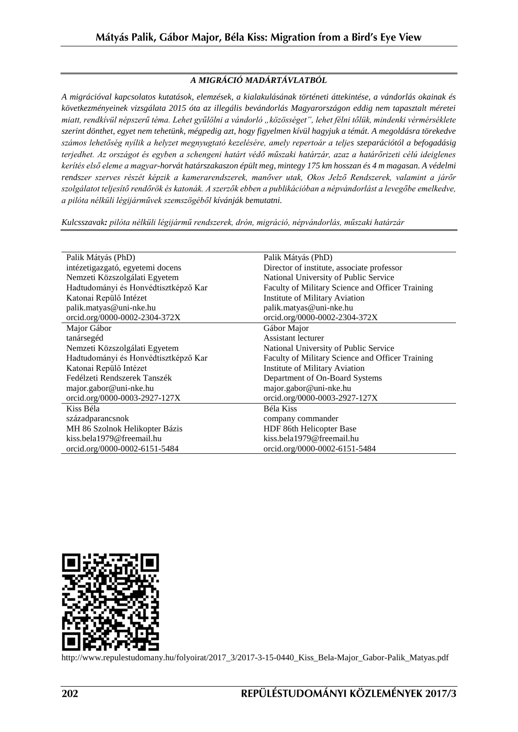## *A MIGRÁCIÓ MADÁRTÁVLATBÓL*

*A migrációval kapcsolatos kutatások, elemzések, a kialakulásának történeti áttekintése, a vándorlás okainak és következményeinek vizsgálata 2015 óta az illegális bevándorlás Magyarországon eddig nem tapasztalt méretei miatt, rendkívül népszerű téma. Lehet gyűlölni a vándorló „közösséget", lehet félni tőlük, mindenki vérmérséklete szerint dönthet, egyet nem tehetünk, mégpedig azt, hogy figyelmen kívül hagyjuk a témát. A megoldásra törekedve számos lehetőség nyílik a helyzet megnyugtató kezelésére, amely repertoár a teljes szeparációtól a befogadásig terjedhet. Az országot és egyben a schengeni határt védő műszaki határzár, azaz a határőrizeti célú ideiglenes kerítés első eleme a magyar-horvát határszakaszon épült meg, mintegy 175 km hosszan és 4 m magasan. A védelmi rendszer szerves részét képzik a kamerarendszerek, manőver utak, Okos Jelző Rendszerek, valamint a járőr szolgálatot teljesítő rendőrök és katonák. A szerzők ebben a publikációban a népvándorlást a levegőbe emelkedve, a pilóta nélküli légijárművek szemszögéből kívánják bemutatni.*

*Kulcsszavak: pilóta nélküli légijármű rendszerek, drón, migráció, népvándorlás, műszaki határzár*

| | |
|---|---|
| Palik Mátyás (PhD)<br>intézetigazgató, egyetemi docens<br>Nemzeti Közszolgálati Egyetem<br>Hadtudományi és Honvédtisztképző Kar<br>Katonai Repülő Intézet<br>palik.matyas@uni-nke.hu<br>orcid.org/0000-0002-2304-372X | Palik Mátyás (PhD)<br>Director of institute, associate professor<br>National University of Public Service<br>Faculty of Military Science and Officer Training<br>Institute of Military Aviation<br>palik.matyas@uni-nke.hu<br>orcid.org/0000-0002-2304-372X |
| Major Gábor<br>tanársegéd<br>Nemzeti Közszolgálati Egyetem<br>Hadtudományi és Honvédtisztképző Kar<br>Katonai Repülő Intézet<br>Fedélzeti Rendszerek Tanszék<br>major.gabor@uni-nke.hu<br>orcid.org/0000-0003-2927-127X | Gábor Major<br>Assistant lecturer<br>National University of Public Service<br>Faculty of Military Science and Officer Training<br>Institute of Military Aviation<br>Department of On-Board Systems<br>major.gabor@uni-nke.hu<br>orcid.org/0000-0003-2927-127X |
| Kiss Béla<br>századparancsnok<br>MH 86 Szolnok Helikopter Bázis<br>kiss.bela1979@freemail.hu<br>orcid.org/0000-0002-6151-5484 | Béla Kiss<br>company commander<br>HDF 86th Helicopter Base<br>kiss.bela1979@freemail.hu<br>orcid.org/0000-0002-6151-5484 |

http://www.repulestudomany.hu/folyoirat/2017_3/2017-3-15-0440_Kiss_Bela-Major_Gabor-Palik_Matyas.pdf